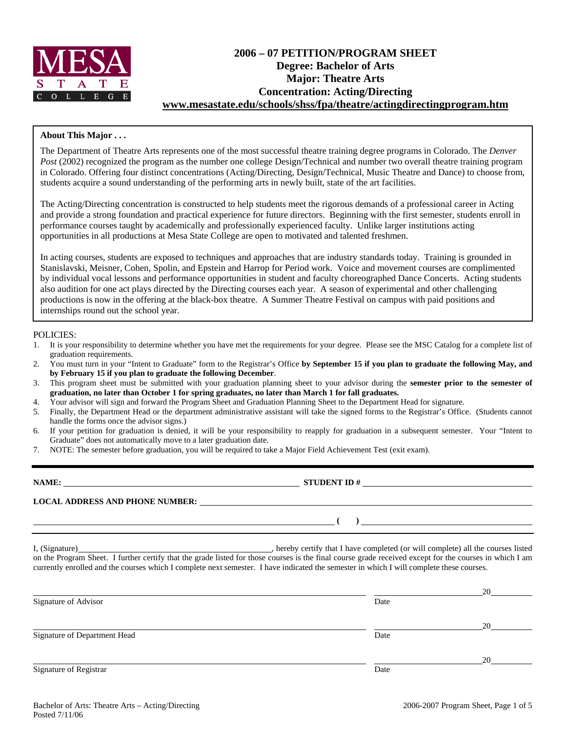MESA STATE COLLEGE

# 2006 – 07 PETITION/PROGRAM SHEET
## Degree: Bachelor of Arts
## Major: Theatre Arts
## Concentration: Acting/Directing
**www.mesastate.edu/schools/shss/fpa/theatre/actingdirectingprogram.htm**

**About This Major . . .**

The Department of Theatre Arts represents one of the most successful theatre training degree programs in Colorado. The *Denver Post* (2002) recognized the program as the number one college Design/Technical and number two overall theatre training program in Colorado. Offering four distinct concentrations (Acting/Directing, Design/Technical, Music Theatre and Dance) to choose from, students acquire a sound understanding of the performing arts in newly built, state of the art facilities.

The Acting/Directing concentration is constructed to help students meet the rigorous demands of a professional career in Acting and provide a strong foundation and practical experience for future directors. Beginning with the first semester, students enroll in performance courses taught by academically and professionally experienced faculty. Unlike larger institutions acting opportunities in all productions at Mesa State College are open to motivated and talented freshmen.

In acting courses, students are exposed to techniques and approaches that are industry standards today. Training is grounded in Stanislavski, Meisner, Cohen, Spolin, and Epstein and Harrop for Period work. Voice and movement courses are complimented by individual vocal lessons and performance opportunities in student and faculty choreographed Dance Concerts. Acting students also audition for one act plays directed by the Directing courses each year. A season of experimental and other challenging productions is now in the offering at the black-box theatre. A Summer Theatre Festival on campus with paid positions and internships round out the school year.

POLICIES:

1. It is your responsibility to determine whether you have met the requirements for your degree. Please see the MSC Catalog for a complete list of graduation requirements.
2. You must turn in your "Intent to Graduate" form to the Registrar's Office **by September 15 if you plan to graduate the following May, and by February 15 if you plan to graduate the following December**.
3. This program sheet must be submitted with your graduation planning sheet to your advisor during the **semester prior to the semester of graduation, no later than October 1 for spring graduates, no later than March 1 for fall graduates.**
4. Your advisor will sign and forward the Program Sheet and Graduation Planning Sheet to the Department Head for signature.
5. Finally, the Department Head or the department administrative assistant will take the signed forms to the Registrar's Office. (Students cannot handle the forms once the advisor signs.)
6. If your petition for graduation is denied, it will be your responsibility to reapply for graduation in a subsequent semester. Your "Intent to Graduate" does not automatically move to a later graduation date.
7. NOTE: The semester before graduation, you will be required to take a Major Field Achievement Test (exit exam).

---

**NAME:** ______________________________ **STUDENT ID #** ______________________________

**LOCAL ADDRESS AND PHONE NUMBER:** ______________________________

______________________________ **( )** ______________________________

I, (Signature)______________________________, hereby certify that I have completed (or will complete) all the courses listed on the Program Sheet. I further certify that the grade listed for those courses is the final course grade received except for the courses in which I am currently enrolled and the courses which I complete next semester. I have indicated the semester in which I will complete these courses.

______________________________ ______________ 20______
Signature of Advisor Date

______________________________ ______________ 20______
Signature of Department Head Date

______________________________ ______________ 20______
Signature of Registrar Date

Bachelor of Arts: Theatre Arts – Acting/Directing
Posted 7/11/06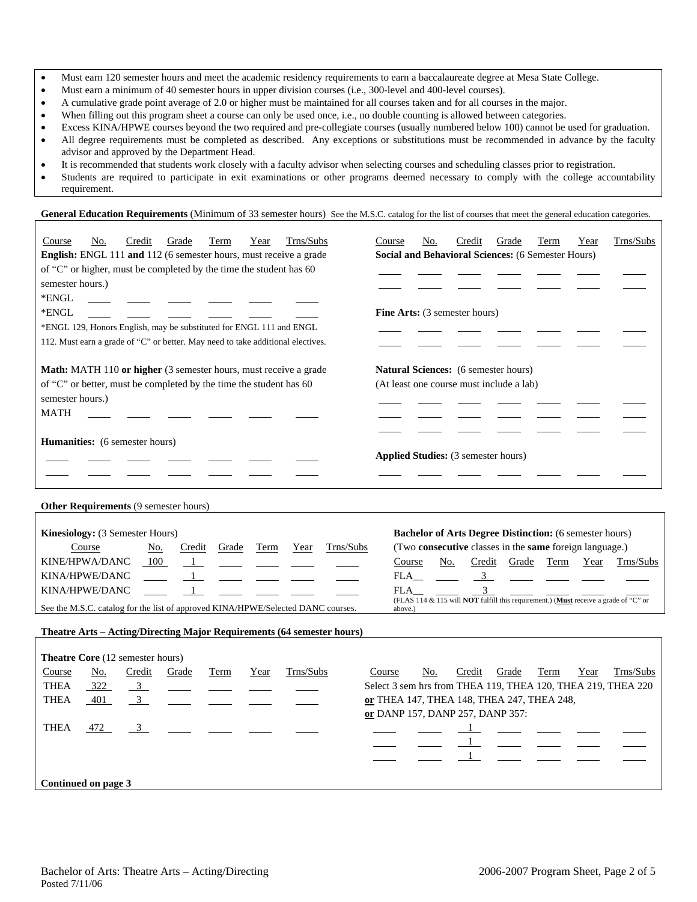- Must earn 120 semester hours and meet the academic residency requirements to earn a baccalaureate degree at Mesa State College.
- Must earn a minimum of 40 semester hours in upper division courses (i.e., 300-level and 400-level courses).
- A cumulative grade point average of 2.0 or higher must be maintained for all courses taken and for all courses in the major.
- When filling out this program sheet a course can only be used once, i.e., no double counting is allowed between categories.
- Excess KINA/HPWE courses beyond the two required and pre-collegiate courses (usually numbered below 100) cannot be used for graduation.
- All degree requirements must be completed as described. Any exceptions or substitutions must be recommended in advance by the faculty advisor and approved by the Department Head.
- It is recommended that students work closely with a faculty advisor when selecting courses and scheduling classes prior to registration.
- Students are required to participate in exit examinations or other programs deemed necessary to comply with the college accountability requirement.

**General Education Requirements** (Minimum of 33 semester hours) See the M.S.C. catalog for the list of courses that meet the general education categories.

| Course | No. | Credit | Grade | Term | Year | Trns/Subs |
|---|---|---|---|---|---|---|

**English:** ENGL 111 **and** 112 (6 semester hours, must receive a grade of "C" or higher, must be completed by the time the student has 60 semester hours.)

| Course | No. | Credit | Grade | Term | Year | Trns/Subs |
|---|---|---|---|---|---|---|
| *ENGL | | | | | | |
| *ENGL | | | | | | |

*ENGL 129, Honors English, may be substituted for ENGL 111 and ENGL 112. Must earn a grade of "C" or better. May need to take additional electives.

**Math:** MATH 110 **or higher** (3 semester hours, must receive a grade of "C" or better, must be completed by the time the student has 60 semester hours.)

| Course | No. | Credit | Grade | Term | Year | Trns/Subs |
|---|---|---|---|---|---|---|
| MATH | | | | | | |

**Humanities:** (6 semester hours)

| Course | No. | Credit | Grade | Term | Year | Trns/Subs |
|---|---|---|---|---|---|---|
| | | | | | | |
| | | | | | | |

**Social and Behavioral Sciences:** (6 Semester Hours)

| Course | No. | Credit | Grade | Term | Year | Trns/Subs |
|---|---|---|---|---|---|---|
| | | | | | | |
| | | | | | | |

**Fine Arts:** (3 semester hours)

| Course | No. | Credit | Grade | Term | Year | Trns/Subs |
|---|---|---|---|---|---|---|
| | | | | | | |
| | | | | | | |

**Natural Sciences:** (6 semester hours)
(At least one course must include a lab)

| Course | No. | Credit | Grade | Term | Year | Trns/Subs |
|---|---|---|---|---|---|---|
| | | | | | | |
| | | | | | | |
| | | | | | | |

**Applied Studies:** (3 semester hours)

| Course | No. | Credit | Grade | Term | Year | Trns/Subs |
|---|---|---|---|---|---|---|
| | | | | | | |

**Other Requirements** (9 semester hours)

**Kinesiology:** (3 Semester Hours)

| Course | No. | Credit | Grade | Term | Year | Trns/Subs |
|---|---|---|---|---|---|---|
| KINE/HPWA/DANC | 100 | 1 | | | | |
| KINA/HPWE/DANC | | 1 | | | | |
| KINA/HPWE/DANC | | 1 | | | | |

See the M.S.C. catalog for the list of approved KINA/HPWE/Selected DANC courses.

**Bachelor of Arts Degree Distinction:** (6 semester hours)
(Two **consecutive** classes in the **same** foreign language.)

| Course | No. | Credit | Grade | Term | Year | Trns/Subs |
|---|---|---|---|---|---|---|
| FLA__ | | 3 | | | | |
| FLA__ | | 3 | | | | |

(FLAS 114 & 115 will **NOT** fulfill this requirement.) (**Must** receive a grade of "C" or above.)

**Theatre Arts – Acting/Directing Major Requirements (64 semester hours)**

**Theatre Core** (12 semester hours)

| Course | No. | Credit | Grade | Term | Year | Trns/Subs |
|---|---|---|---|---|---|---|
| THEA | 322 | 3 | | | | |
| THEA | 401 | 3 | | | | |
| THEA | 472 | 3 | | | | |

Select 3 sem hrs from THEA 119, THEA 120, THEA 219, THEA 220 **or** THEA 147, THEA 148, THEA 247, THEA 248, **or** DANP 157, DANP 257, DANP 357:

| Course | No. | Credit | Grade | Term | Year | Trns/Subs |
|---|---|---|---|---|---|---|
| | | 1 | | | | |
| | | 1 | | | | |
| | | 1 | | | | |

**Continued on page 3**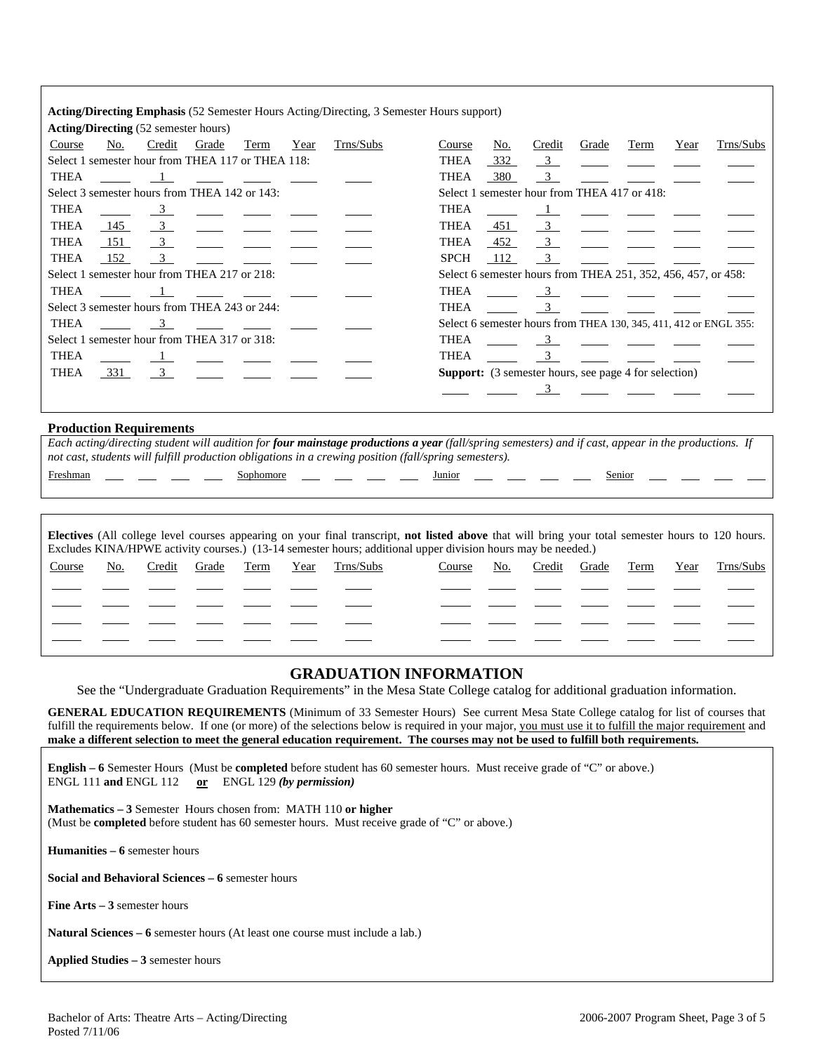**Acting/Directing Emphasis** (52 Semester Hours Acting/Directing, 3 Semester Hours support)

**Acting/Directing** (52 semester hours)

| Course | No. | Credit | Grade | Term | Year | Trns/Subs |
|---|---|---|---|---|---|---|
| Select 1 semester hour from THEA 117 or THEA 118: | | | | | | |
| THEA | | 1 | | | | |
| Select 3 semester hours from THEA 142 or 143: | | | | | | |
| THEA | | 3 | | | | |
| THEA | 145 | 3 | | | | |
| THEA | 151 | 3 | | | | |
| THEA | 152 | 3 | | | | |
| Select 1 semester hour from THEA 217 or 218: | | | | | | |
| THEA | | 1 | | | | |
| Select 3 semester hours from THEA 243 or 244: | | | | | | |
| THEA | | 3 | | | | |
| Select 1 semester hour from THEA 317 or 318: | | | | | | |
| THEA | | 1 | | | | |
| THEA | 331 | 3 | | | | |
| THEA | 332 | 3 | | | | |
| THEA | 380 | 3 | | | | |
| Select 1 semester hour from THEA 417 or 418: | | | | | | |
| THEA | | 1 | | | | |
| THEA | 451 | 3 | | | | |
| THEA | 452 | 3 | | | | |
| SPCH | 112 | 3 | | | | |
| Select 6 semester hours from THEA 251, 352, 456, 457, or 458: | | | | | | |
| THEA | | 3 | | | | |
| THEA | | 3 | | | | |
| Select 6 semester hours from THEA 130, 345, 411, 412 or ENGL 355: | | | | | | |
| THEA | | 3 | | | | |
| THEA | | 3 | | | | |
| **Support:** (3 semester hours, see page 4 for selection) | | | | | | |
| | | 3 | | | | |

**Production Requirements**

*Each acting/directing student will audition for* ***four mainstage productions a year*** *(fall/spring semesters) and if cast, appear in the productions. If not cast, students will fulfill production obligations in a crewing position (fall/spring semesters).*

Freshman \_\_\_ \_\_\_ \_\_\_ \_\_\_ Sophomore \_\_\_ \_\_\_ \_\_\_ \_\_\_ Junior \_\_\_ \_\_\_ \_\_\_ \_\_\_ Senior \_\_\_ \_\_\_ \_\_\_ \_\_\_

**Electives** (All college level courses appearing on your final transcript, **not listed above** that will bring your total semester hours to 120 hours. Excludes KINA/HPWE activity courses.) (13-14 semester hours; additional upper division hours may be needed.)

| Course | No. | Credit | Grade | Term | Year | Trns/Subs | Course | No. | Credit | Grade | Term | Year | Trns/Subs |
|---|---|---|---|---|---|---|---|---|---|---|---|---|---|
| | | | | | | | | | | | | | |
| | | | | | | | | | | | | | |
| | | | | | | | | | | | | | |
| | | | | | | | | | | | | | |

## GRADUATION INFORMATION

See the "Undergraduate Graduation Requirements" in the Mesa State College catalog for additional graduation information.

**GENERAL EDUCATION REQUIREMENTS** (Minimum of 33 Semester Hours) See current Mesa State College catalog for list of courses that fulfill the requirements below. If one (or more) of the selections below is required in your major, you must use it to fulfill the major requirement and **make a different selection to meet the general education requirement. The courses may not be used to fulfill both requirements.**

**English – 6** Semester Hours (Must be **completed** before student has 60 semester hours. Must receive grade of "C" or above.)
ENGL 111 **and** ENGL 112 **or** ENGL 129 ***(by permission)***

**Mathematics – 3** Semester Hours chosen from: MATH 110 **or higher**
(Must be **completed** before student has 60 semester hours. Must receive grade of "C" or above.)

**Humanities – 6** semester hours

**Social and Behavioral Sciences – 6** semester hours

**Fine Arts – 3** semester hours

**Natural Sciences – 6** semester hours (At least one course must include a lab.)

**Applied Studies – 3** semester hours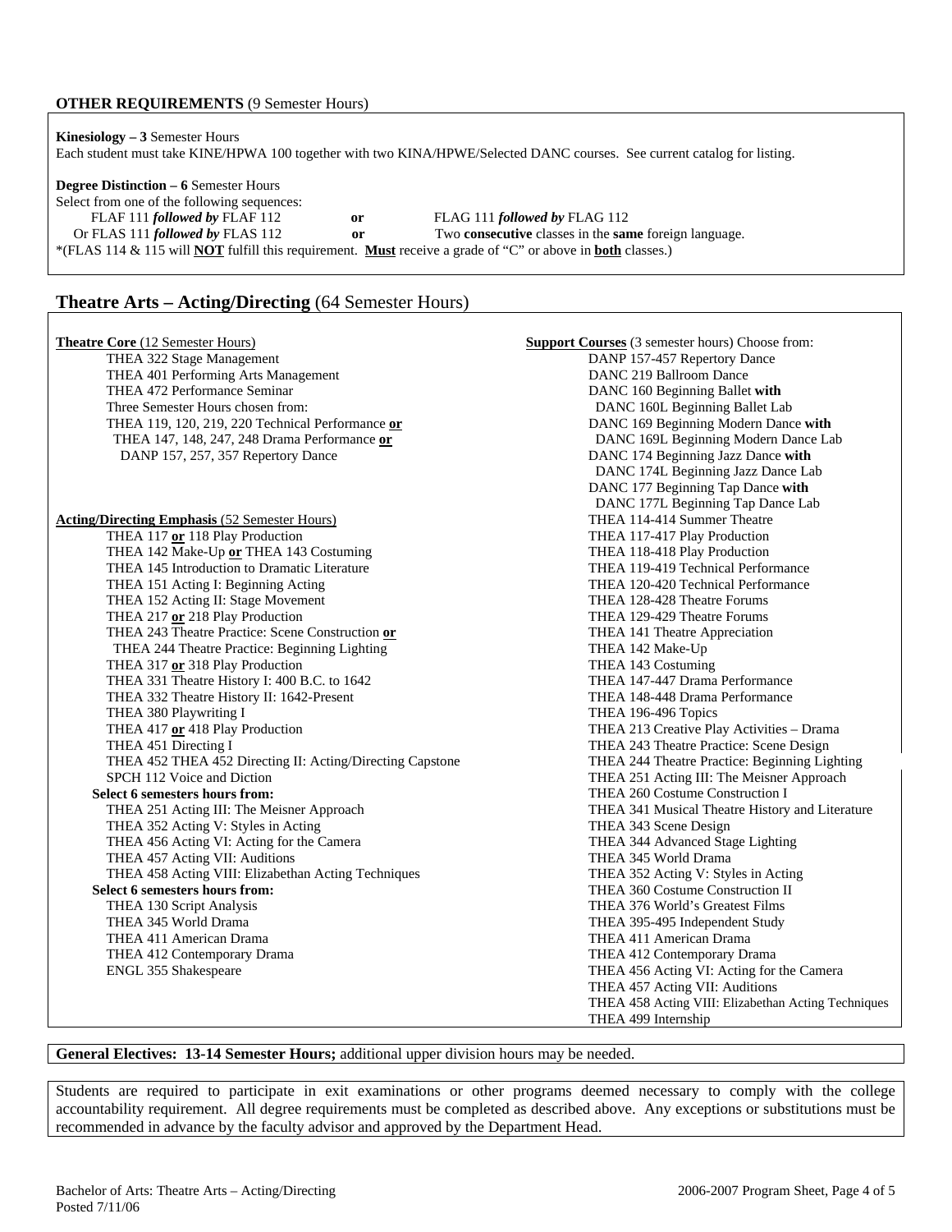**OTHER REQUIREMENTS** (9 Semester Hours)

**Kinesiology – 3** Semester Hours
Each student must take KINE/HPWA 100 together with two KINA/HPWE/Selected DANC courses. See current catalog for listing.

**Degree Distinction – 6** Semester Hours
Select from one of the following sequences:

FLAF 111 ***followed by*** FLAF 112 **or** FLAG 111 ***followed by*** FLAG 112
Or FLAS 111 ***followed by*** FLAS 112 **or** Two **consecutive** classes in the **same** foreign language.

*(FLAS 114 & 115 will **NOT** fulfill this requirement. **Must** receive a grade of "C" or above in **both** classes.)

## Theatre Arts – Acting/Directing (64 Semester Hours)

**Theatre Core** (12 Semester Hours)

- THEA 322 Stage Management
- THEA 401 Performing Arts Management
- THEA 472 Performance Seminar
- Three Semester Hours chosen from:
  - THEA 119, 120, 219, 220 Technical Performance **or**
  - THEA 147, 148, 247, 248 Drama Performance **or**
  - DANP 157, 257, 357 Repertory Dance

**Acting/Directing Emphasis** (52 Semester Hours)

- THEA 117 **or** 118 Play Production
- THEA 142 Make-Up **or** THEA 143 Costuming
- THEA 145 Introduction to Dramatic Literature
- THEA 151 Acting I: Beginning Acting
- THEA 152 Acting II: Stage Movement
- THEA 217 **or** 218 Play Production
- THEA 243 Theatre Practice: Scene Construction **or** THEA 244 Theatre Practice: Beginning Lighting
- THEA 317 **or** 318 Play Production
- THEA 331 Theatre History I: 400 B.C. to 1642
- THEA 332 Theatre History II: 1642-Present
- THEA 380 Playwriting I
- THEA 417 **or** 418 Play Production
- THEA 451 Directing I
- THEA 452 THEA 452 Directing II: Acting/Directing Capstone
- SPCH 112 Voice and Diction

**Select 6 semesters hours from:**

- THEA 251 Acting III: The Meisner Approach
- THEA 352 Acting V: Styles in Acting
- THEA 456 Acting VI: Acting for the Camera
- THEA 457 Acting VII: Auditions
- THEA 458 Acting VIII: Elizabethan Acting Techniques

**Select 6 semesters hours from:**

- THEA 130 Script Analysis
- THEA 345 World Drama
- THEA 411 American Drama
- THEA 412 Contemporary Drama
- ENGL 355 Shakespeare

**Support Courses** (3 semester hours) Choose from:

- DANP 157-457 Repertory Dance
- DANC 219 Ballroom Dance
- DANC 160 Beginning Ballet **with** DANC 160L Beginning Ballet Lab
- DANC 169 Beginning Modern Dance **with** DANC 169L Beginning Modern Dance Lab
- DANC 174 Beginning Jazz Dance **with** DANC 174L Beginning Jazz Dance Lab
- DANC 177 Beginning Tap Dance **with** DANC 177L Beginning Tap Dance Lab
- THEA 114-414 Summer Theatre
- THEA 117-417 Play Production
- THEA 118-418 Play Production
- THEA 119-419 Technical Performance
- THEA 120-420 Technical Performance
- THEA 128-428 Theatre Forums
- THEA 129-429 Theatre Forums
- THEA 141 Theatre Appreciation
- THEA 142 Make-Up
- THEA 143 Costuming
- THEA 147-447 Drama Performance
- THEA 148-448 Drama Performance
- THEA 196-496 Topics
- THEA 213 Creative Play Activities – Drama
- THEA 243 Theatre Practice: Scene Design
- THEA 244 Theatre Practice: Beginning Lighting
- THEA 251 Acting III: The Meisner Approach
- THEA 260 Costume Construction I
- THEA 341 Musical Theatre History and Literature
- THEA 343 Scene Design
- THEA 344 Advanced Stage Lighting
- THEA 345 World Drama
- THEA 352 Acting V: Styles in Acting
- THEA 360 Costume Construction II
- THEA 376 World's Greatest Films
- THEA 395-495 Independent Study
- THEA 411 American Drama
- THEA 412 Contemporary Drama
- THEA 456 Acting VI: Acting for the Camera
- THEA 457 Acting VII: Auditions
- THEA 458 Acting VIII: Elizabethan Acting Techniques
- THEA 499 Internship

**General Electives: 13-14 Semester Hours;** additional upper division hours may be needed.

Students are required to participate in exit examinations or other programs deemed necessary to comply with the college accountability requirement. All degree requirements must be completed as described above. Any exceptions or substitutions must be recommended in advance by the faculty advisor and approved by the Department Head.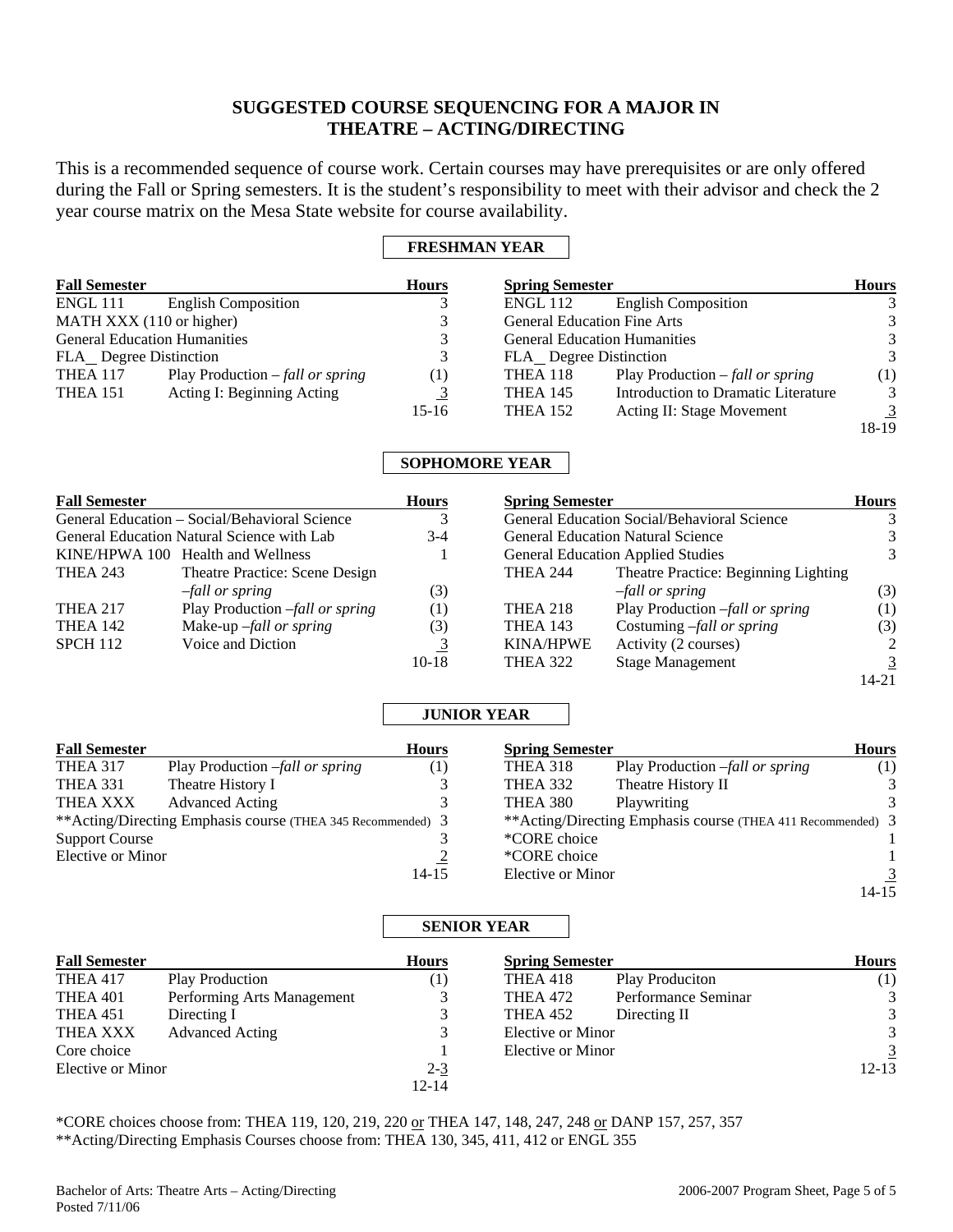## SUGGESTED COURSE SEQUENCING FOR A MAJOR IN THEATRE – ACTING/DIRECTING

This is a recommended sequence of course work. Certain courses may have prerequisites or are only offered during the Fall or Spring semesters. It is the student's responsibility to meet with their advisor and check the 2 year course matrix on the Mesa State website for course availability.

### FRESHMAN YEAR

| Fall Semester | | Hours | Spring Semester | | Hours |
|---|---|---|---|---|---|
| ENGL 111 | English Composition | 3 | ENGL 112 | English Composition | 3 |
| MATH XXX (110 or higher) | | 3 | General Education Fine Arts | | 3 |
| General Education Humanities | | 3 | General Education Humanities | | 3 |
| FLA_ Degree Distinction | | 3 | FLA_ Degree Distinction | | 3 |
| THEA 117 | Play Production – *fall or spring* | (1) | THEA 118 | Play Production – *fall or spring* | (1) |
| THEA 151 | Acting I: Beginning Acting | 3 | THEA 145 | Introduction to Dramatic Literature | 3 |
| | | 15-16 | THEA 152 | Acting II: Stage Movement | 3 |
| | | | | | 18-19 |

### SOPHOMORE YEAR

| Fall Semester | | Hours | Spring Semester | | Hours |
|---|---|---|---|---|---|
| General Education – Social/Behavioral Science | | 3 | General Education Social/Behavioral Science | | 3 |
| General Education Natural Science with Lab | | 3-4 | General Education Natural Science | | 3 |
| KINE/HPWA 100 | Health and Wellness | 1 | General Education Applied Studies | | 3 |
| THEA 243 | Theatre Practice: Scene Design –*fall or spring* | (3) | THEA 244 | Theatre Practice: Beginning Lighting –*fall or spring* | (3) |
| THEA 217 | Play Production –*fall or spring* | (1) | THEA 218 | Play Production –*fall or spring* | (1) |
| THEA 142 | Make-up –*fall or spring* | (3) | THEA 143 | Costuming –*fall or spring* | (3) |
| SPCH 112 | Voice and Diction | 3 | KINA/HPWE | Activity (2 courses) | 2 |
| | | 10-18 | THEA 322 | Stage Management | 3 |
| | | | | | 14-21 |

### JUNIOR YEAR

| Fall Semester | | Hours | Spring Semester | | Hours |
|---|---|---|---|---|---|
| THEA 317 | Play Production –*fall or spring* | (1) | THEA 318 | Play Production –*fall or spring* | (1) |
| THEA 331 | Theatre History I | 3 | THEA 332 | Theatre History II | 3 |
| THEA XXX | Advanced Acting | 3 | THEA 380 | Playwriting | 3 |
| **Acting/Directing Emphasis course (THEA 345 Recommended) | | 3 | **Acting/Directing Emphasis course (THEA 411 Recommended) | | 3 |
| Support Course | | 3 | *CORE choice | | 1 |
| Elective or Minor | | 2 | *CORE choice | | 1 |
| | | 14-15 | Elective or Minor | | 3 |
| | | | | | 14-15 |

### SENIOR YEAR

| Fall Semester | | Hours | Spring Semester | | Hours |
|---|---|---|---|---|---|
| THEA 417 | Play Production | (1) | THEA 418 | Play Produciton | (1) |
| THEA 401 | Performing Arts Management | 3 | THEA 472 | Performance Seminar | 3 |
| THEA 451 | Directing I | 3 | THEA 452 | Directing II | 3 |
| THEA XXX | Advanced Acting | 3 | Elective or Minor | | 3 |
| Core choice | | 1 | Elective or Minor | | 3 |
| Elective or Minor | | 2-3 | | | 12-13 |
| | | 12-14 | | | |

*CORE choices choose from: THEA 119, 120, 219, 220 or THEA 147, 148, 247, 248 or DANP 157, 257, 357

**Acting/Directing Emphasis Courses choose from: THEA 130, 345, 411, 412 or ENGL 355

Bachelor of Arts: Theatre Arts – Acting/Directing
Posted 7/11/06